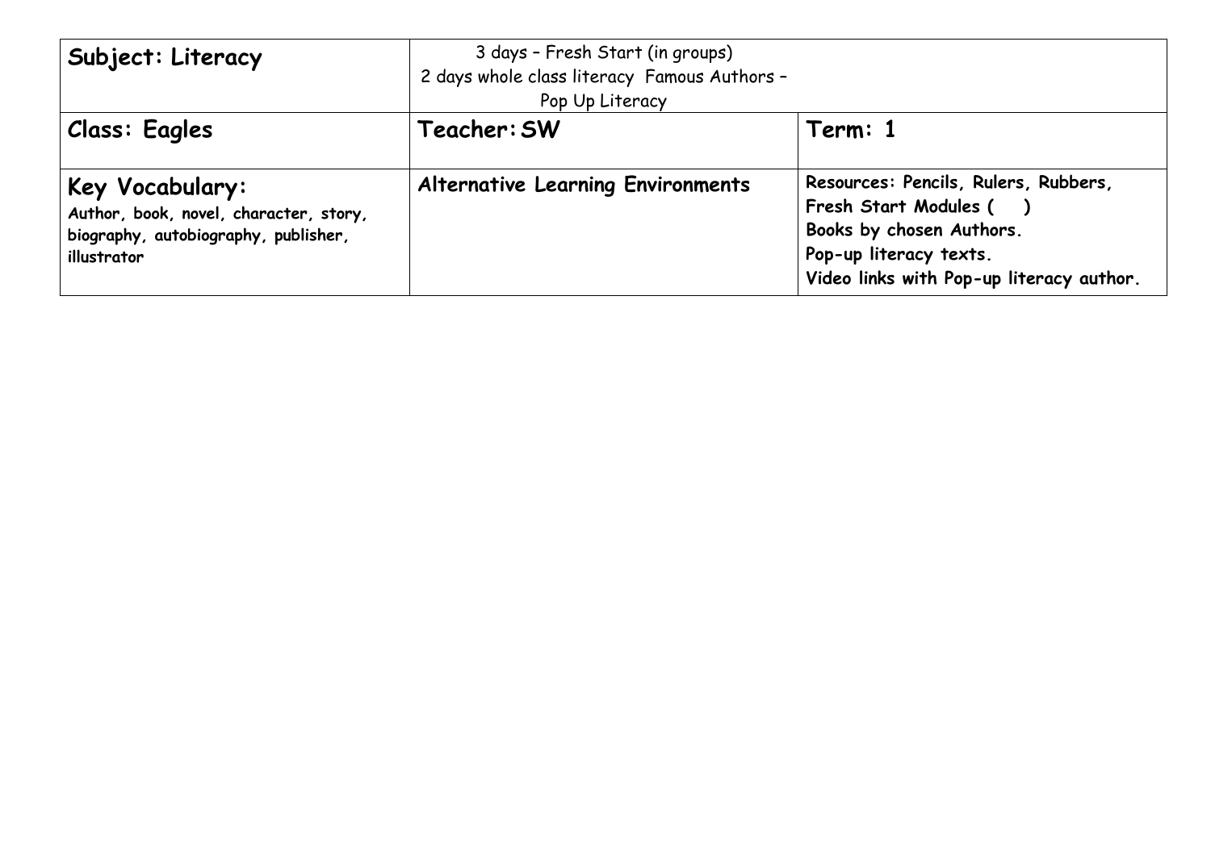| Subject: Literacy | 3 days – Fresh Start (in groups)<br>2 days whole class literacy Famous Authors – Pop Up Literacy | |
|---|---|---|
| **Class: Eagles** | **Teacher: SW** | **Term: 1** |
| **Key Vocabulary:**<br>**Author, book, novel, character, story, biography, autobiography, publisher, illustrator** | **Alternative Learning Environments** | **Resources: Pencils, Rulers, Rubbers, Fresh Start Modules ( )**<br>**Books by chosen Authors.**<br>**Pop-up literacy texts.**<br>**Video links with Pop-up literacy author.** |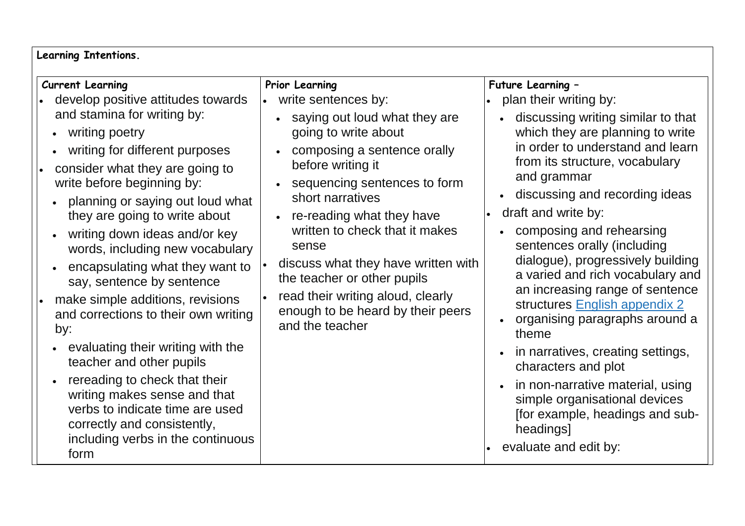**Learning Intentions.**

| Current Learning | Prior Learning | Future Learning – |
|---|---|---|
| • develop positive attitudes towards and stamina for writing by:<br>  ◦ writing poetry<br>  ◦ writing for different purposes<br>• consider what they are going to write before beginning by:<br>  ◦ planning or saying out loud what they are going to write about<br>  ◦ writing down ideas and/or key words, including new vocabulary<br>  ◦ encapsulating what they want to say, sentence by sentence<br>• make simple additions, revisions and corrections to their own writing by:<br>  ◦ evaluating their writing with the teacher and other pupils<br>  ◦ rereading to check that their writing makes sense and that verbs to indicate time are used correctly and consistently, including verbs in the continuous form | • write sentences by:<br>  ◦ saying out loud what they are going to write about<br>  ◦ composing a sentence orally before writing it<br>  ◦ sequencing sentences to form short narratives<br>  ◦ re-reading what they have written to check that it makes sense<br>• discuss what they have written with the teacher or other pupils<br>• read their writing aloud, clearly enough to be heard by their peers and the teacher | • plan their writing by:<br>  ◦ discussing writing similar to that which they are planning to write in order to understand and learn from its structure, vocabulary and grammar<br>  ◦ discussing and recording ideas<br>• draft and write by:<br>  ◦ composing and rehearsing sentences orally (including dialogue), progressively building a varied and rich vocabulary and an increasing range of sentence structures English appendix 2<br>  ◦ organising paragraphs around a theme<br>  ◦ in narratives, creating settings, characters and plot<br>  ◦ in non-narrative material, using simple organisational devices [for example, headings and sub-headings]<br>• evaluate and edit by: |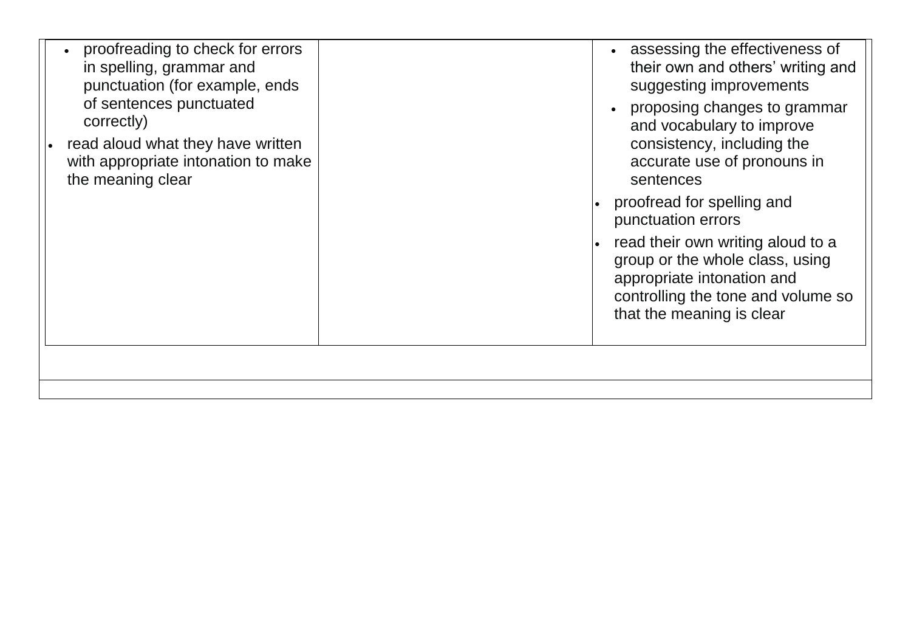| | | |
|---|---|---|
| • proofreading to check for errors in spelling, grammar and punctuation (for example, ends of sentences punctuated correctly)<br>• read aloud what they have written with appropriate intonation to make the meaning clear | | • assessing the effectiveness of their own and others' writing and suggesting improvements<br>• proposing changes to grammar and vocabulary to improve consistency, including the accurate use of pronouns in sentences<br>• proofread for spelling and punctuation errors<br>• read their own writing aloud to a group or the whole class, using appropriate intonation and controlling the tone and volume so that the meaning is clear |
| | | |
| | | |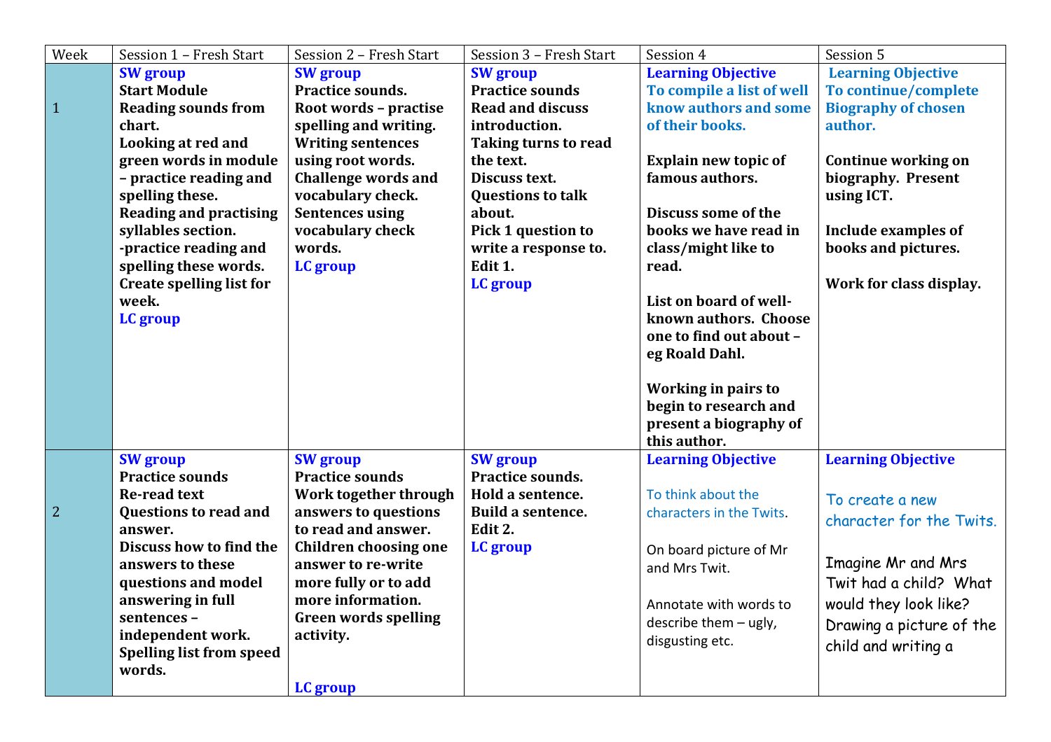| Week | Session 1 – Fresh Start | Session 2 – Fresh Start | Session 3 – Fresh Start | Session 4 | Session 5 |
|---|---|---|---|---|---|
| 1 | **SW group**<br>**Start Module**<br>**Reading sounds from chart.**<br>**Looking at red and green words in module – practice reading and spelling these.**<br>**Reading and practising syllables section.**<br>**-practice reading and spelling these words.**<br>**Create spelling list for week.**<br>**LC group** | **SW group**<br>**Practice sounds.**<br>**Root words – practise spelling and writing.**<br>**Writing sentences using root words.**<br>**Challenge words and vocabulary check.**<br>**Sentences using vocabulary check words.**<br>**LC group** | **SW group**<br>**Practice sounds**<br>**Read and discuss introduction.**<br>**Taking turns to read the text.**<br>**Discuss text.**<br>**Questions to talk about.**<br>**Pick 1 question to write a response to.**<br>**Edit 1.**<br>**LC group** | **Learning Objective**<br>**To compile a list of well know authors and some of their books.**<br><br>**Explain new topic of famous authors.**<br><br>**Discuss some of the books we have read in class/might like to read.**<br><br>**List on board of well-known authors. Choose one to find out about – eg Roald Dahl.**<br><br>**Working in pairs to begin to research and present a biography of this author.** | **Learning Objective**<br>**To continue/complete Biography of chosen author.**<br><br>**Continue working on biography. Present using ICT.**<br><br>**Include examples of books and pictures.**<br><br>**Work for class display.** |
| 2 | **SW group**<br>**Practice sounds**<br>**Re-read text**<br>**Questions to read and answer.**<br>**Discuss how to find the answers to these questions and model answering in full sentences – independent work.**<br>**Spelling list from speed words.** | **SW group**<br>**Practice sounds**<br>**Work together through answers to questions to read and answer.**<br>**Children choosing one answer to re-write more fully or to add more information.**<br>**Green words spelling activity.**<br><br>**LC group** | **SW group**<br>**Practice sounds.**<br>**Hold a sentence.**<br>**Build a sentence.**<br>**Edit 2.**<br>**LC group** | **Learning Objective**<br><br>To think about the characters in the Twits.<br><br>On board picture of Mr and Mrs Twit.<br><br>Annotate with words to describe them – ugly, disgusting etc. | **Learning Objective**<br><br>To create a new character for the Twits.<br><br>Imagine Mr and Mrs Twit had a child? What would they look like? Drawing a picture of the child and writing a |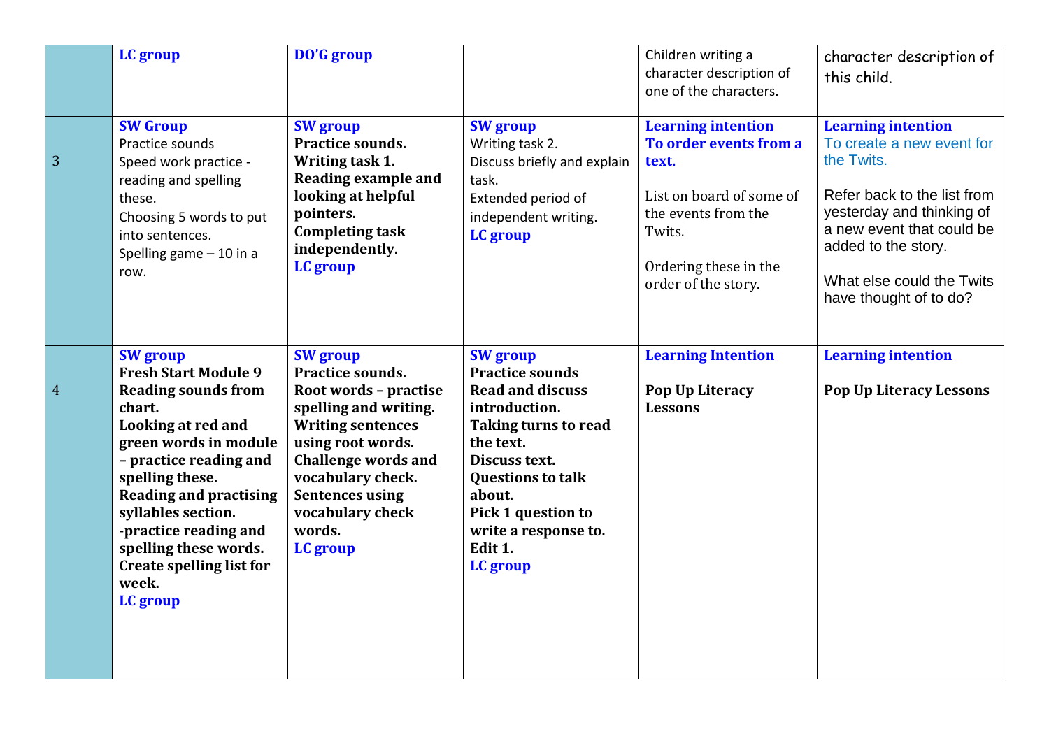|  |  |  |  |  |  |
|---|---|---|---|---|---|
|  | **LC group** | **DO'G group** |  | Children writing a character description of one of the characters. | character description of this child. |
| 3 | **SW Group**<br>Practice sounds<br>Speed work practice - reading and spelling these.<br>Choosing 5 words to put into sentences.<br>Spelling game – 10 in a row. | **SW group**<br>**Practice sounds.**<br>**Writing task 1.**<br>**Reading example and looking at helpful pointers.**<br>**Completing task independently.**<br>**LC group** | **SW group**<br>Writing task 2.<br>Discuss briefly and explain task.<br>Extended period of independent writing.<br>**LC group** | **Learning intention**<br>**To order events from a text.**<br><br>List on board of some of the events from the Twits.<br><br>Ordering these in the order of the story. | **Learning intention**<br>To create a new event for the Twits.<br><br>Refer back to the list from yesterday and thinking of a new event that could be added to the story.<br><br>What else could the Twits have thought of to do? |
| 4 | **SW group**<br>**Fresh Start Module 9**<br>**Reading sounds from chart.**<br>**Looking at red and green words in module – practice reading and spelling these.**<br>**Reading and practising syllables section.**<br>**-practice reading and spelling these words.**<br>**Create spelling list for week.**<br>**LC group** | **SW group**<br>**Practice sounds.**<br>**Root words – practise spelling and writing.**<br>**Writing sentences using root words.**<br>**Challenge words and vocabulary check.**<br>**Sentences using vocabulary check words.**<br>**LC group** | **SW group**<br>**Practice sounds**<br>**Read and discuss introduction.**<br>**Taking turns to read the text.**<br>**Discuss text.**<br>**Questions to talk about.**<br>**Pick 1 question to write a response to.**<br>**Edit 1.**<br>**LC group** | **Learning Intention**<br><br>**Pop Up Literacy Lessons** | **Learning intention**<br><br>**Pop Up Literacy Lessons** |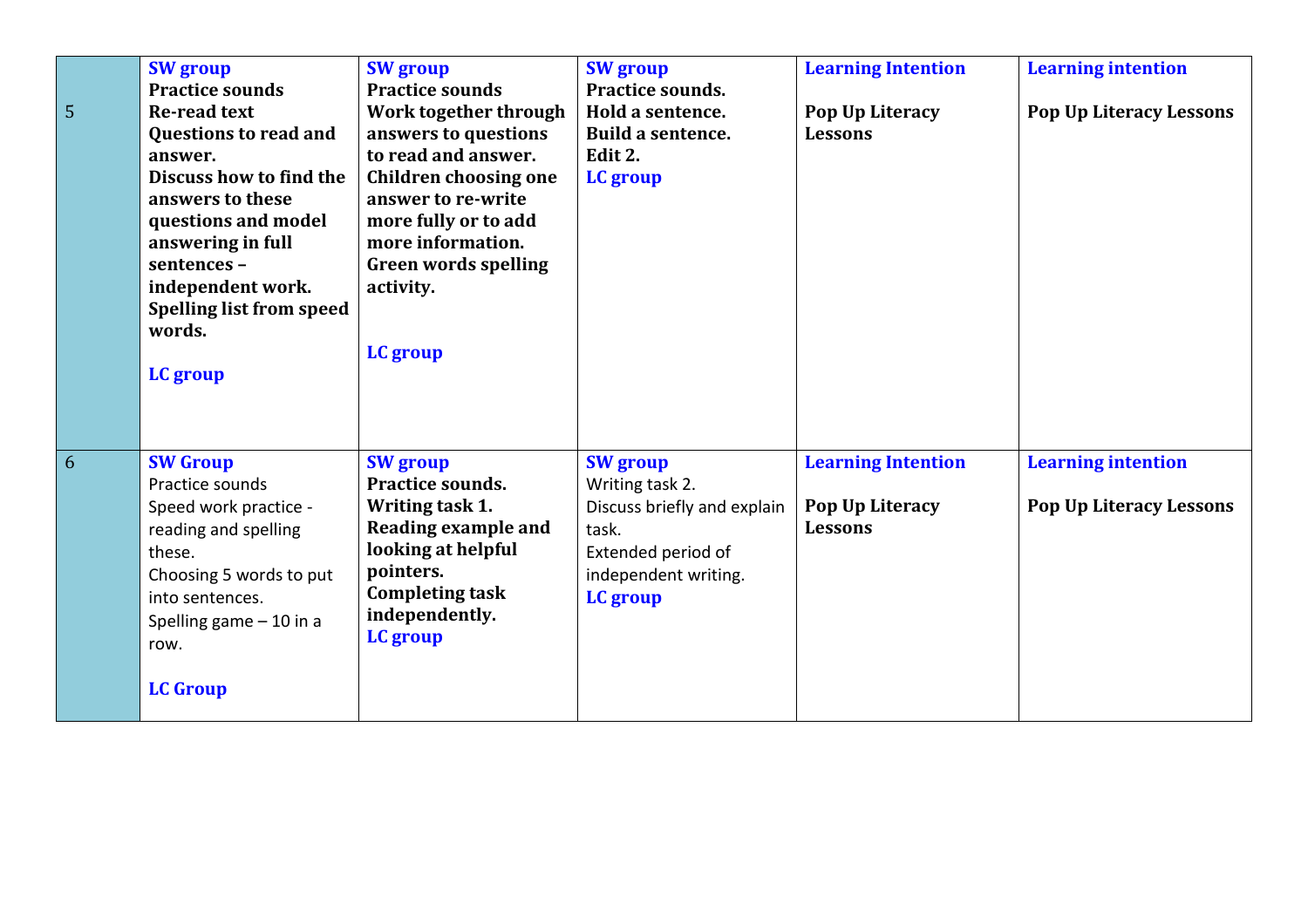| | | | | | |
|---|---|---|---|---|---|
| 5 | **SW group**<br>**Practice sounds**<br>**Re-read text**<br>**Questions to read and answer.**<br>**Discuss how to find the answers to these questions and model answering in full sentences – independent work.**<br>**Spelling list from speed words.**<br><br>**LC group** | **SW group**<br>**Practice sounds**<br>**Work together through answers to questions to read and answer.**<br>**Children choosing one answer to re-write more fully or to add more information.**<br>**Green words spelling activity.**<br><br>**LC group** | **SW group**<br>**Practice sounds.**<br>**Hold a sentence.**<br>**Build a sentence.**<br>**Edit 2.**<br>**LC group** | **Learning Intention**<br><br>**Pop Up Literacy Lessons** | **Learning intention**<br><br>**Pop Up Literacy Lessons** |
| 6 | **SW Group**<br>Practice sounds<br>Speed work practice - reading and spelling these.<br>Choosing 5 words to put into sentences.<br>Spelling game – 10 in a row.<br><br>**LC Group** | **SW group**<br>**Practice sounds.**<br>**Writing task 1.**<br>**Reading example and looking at helpful pointers.**<br>**Completing task independently.**<br>**LC group** | **SW group**<br>Writing task 2.<br>Discuss briefly and explain task.<br>Extended period of independent writing.<br>**LC group** | **Learning Intention**<br><br>**Pop Up Literacy Lessons** | **Learning intention**<br><br>**Pop Up Literacy Lessons** |